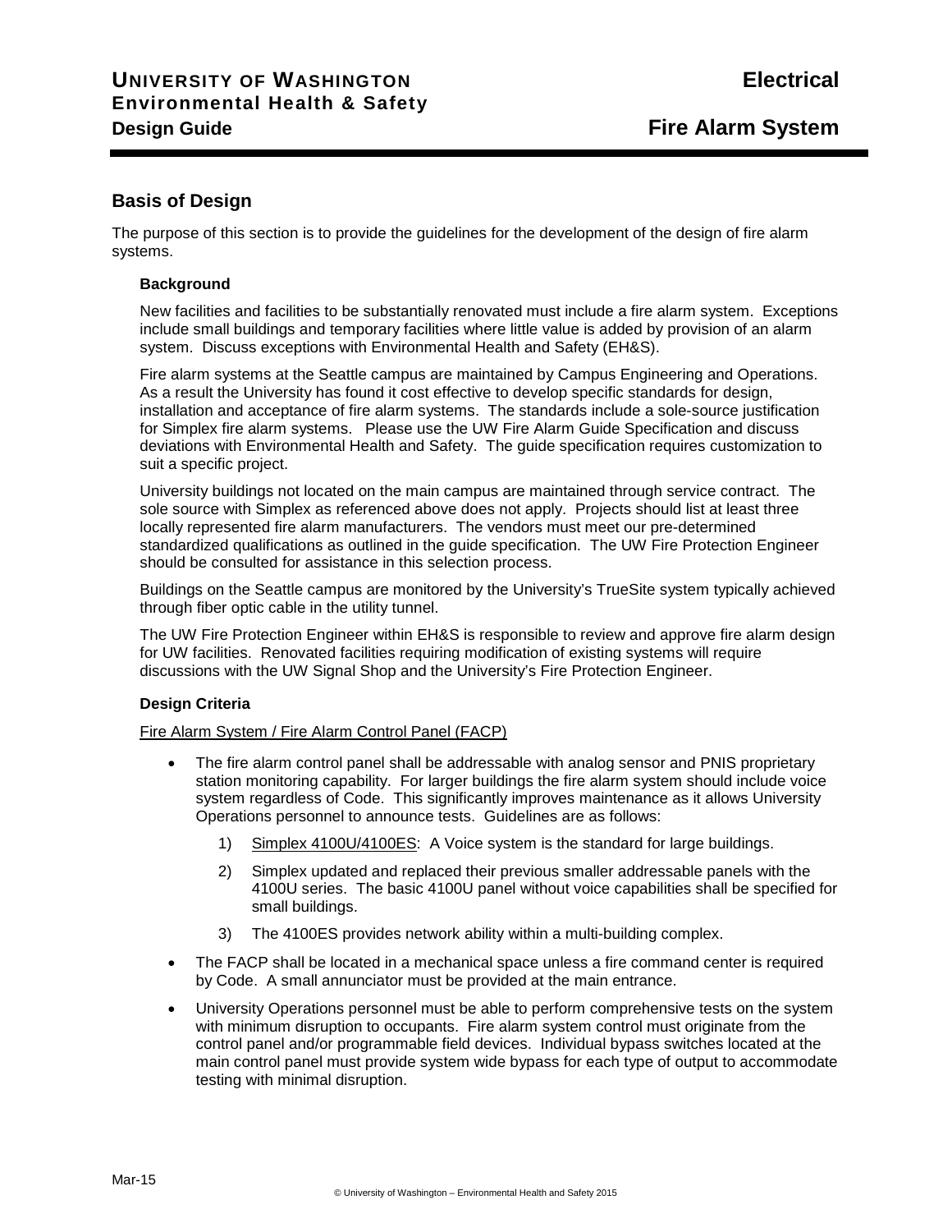## Basis of Design

The purpose of this section is to provide the guidelines for the development of the design of fire alarm systems.

### Background

New facilities and facilities to be substantially renovated must include a fire alarm system. Exceptions include small buildings and temporary facilities where little value is added by provision of an alarm system. Discuss exceptions with Environmental Health and Safety (EH&S).

Fire alarm systems at the Seattle campus are maintained by Campus Engineering and Operations. As a result the University has found it cost effective to develop specific standards for design, installation and acceptance of fire alarm systems. The standards include a sole-source justification for Simplex fire alarm systems. Please use the UW Fire Alarm Guide Specification and discuss deviations with Environmental Health and Safety. The guide specification requires customization to suit a specific project.

University buildings not located on the main campus are maintained through service contract. The sole source with Simplex as referenced above does not apply. Projects should list at least three locally represented fire alarm manufacturers. The vendors must meet our pre-determined standardized qualifications as outlined in the guide specification. The UW Fire Protection Engineer should be consulted for assistance in this selection process.

Buildings on the Seattle campus are monitored by the University's TrueSite system typically achieved through fiber optic cable in the utility tunnel.

The UW Fire Protection Engineer within EH&S is responsible to review and approve fire alarm design for UW facilities. Renovated facilities requiring modification of existing systems will require discussions with the UW Signal Shop and the University's Fire Protection Engineer.

### Design Criteria

Fire Alarm System / Fire Alarm Control Panel (FACP)

- The fire alarm control panel shall be addressable with analog sensor and PNIS proprietary station monitoring capability. For larger buildings the fire alarm system should include voice system regardless of Code. This significantly improves maintenance as it allows University Operations personnel to announce tests. Guidelines are as follows:
    1) Simplex 4100U/4100ES: A Voice system is the standard for large buildings.
    2) Simplex updated and replaced their previous smaller addressable panels with the 4100U series. The basic 4100U panel without voice capabilities shall be specified for small buildings.
    3) The 4100ES provides network ability within a multi-building complex.
- The FACP shall be located in a mechanical space unless a fire command center is required by Code. A small annunciator must be provided at the main entrance.
- University Operations personnel must be able to perform comprehensive tests on the system with minimum disruption to occupants. Fire alarm system control must originate from the control panel and/or programmable field devices. Individual bypass switches located at the main control panel must provide system wide bypass for each type of output to accommodate testing with minimal disruption.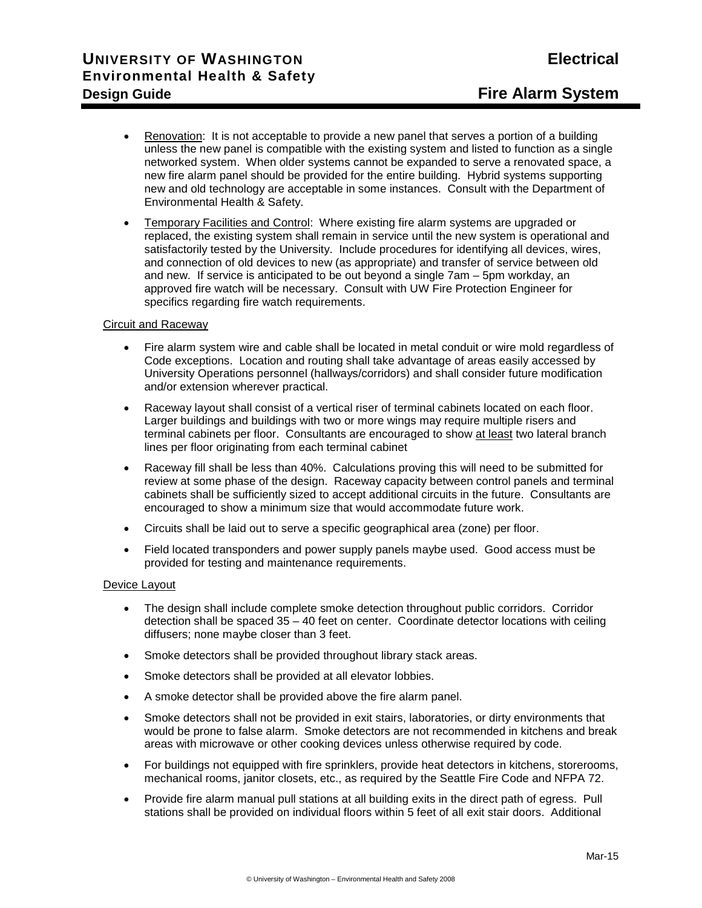- Renovation: It is not acceptable to provide a new panel that serves a portion of a building unless the new panel is compatible with the existing system and listed to function as a single networked system. When older systems cannot be expanded to serve a renovated space, a new fire alarm panel should be provided for the entire building. Hybrid systems supporting new and old technology are acceptable in some instances. Consult with the Department of Environmental Health & Safety.
- Temporary Facilities and Control: Where existing fire alarm systems are upgraded or replaced, the existing system shall remain in service until the new system is operational and satisfactorily tested by the University. Include procedures for identifying all devices, wires, and connection of old devices to new (as appropriate) and transfer of service between old and new. If service is anticipated to be out beyond a single 7am – 5pm workday, an approved fire watch will be necessary. Consult with UW Fire Protection Engineer for specifics regarding fire watch requirements.

Circuit and Raceway

- Fire alarm system wire and cable shall be located in metal conduit or wire mold regardless of Code exceptions. Location and routing shall take advantage of areas easily accessed by University Operations personnel (hallways/corridors) and shall consider future modification and/or extension wherever practical.
- Raceway layout shall consist of a vertical riser of terminal cabinets located on each floor. Larger buildings and buildings with two or more wings may require multiple risers and terminal cabinets per floor. Consultants are encouraged to show at least two lateral branch lines per floor originating from each terminal cabinet
- Raceway fill shall be less than 40%. Calculations proving this will need to be submitted for review at some phase of the design. Raceway capacity between control panels and terminal cabinets shall be sufficiently sized to accept additional circuits in the future. Consultants are encouraged to show a minimum size that would accommodate future work.
- Circuits shall be laid out to serve a specific geographical area (zone) per floor.
- Field located transponders and power supply panels maybe used. Good access must be provided for testing and maintenance requirements.

Device Layout

- The design shall include complete smoke detection throughout public corridors. Corridor detection shall be spaced 35 – 40 feet on center. Coordinate detector locations with ceiling diffusers; none maybe closer than 3 feet.
- Smoke detectors shall be provided throughout library stack areas.
- Smoke detectors shall be provided at all elevator lobbies.
- A smoke detector shall be provided above the fire alarm panel.
- Smoke detectors shall not be provided in exit stairs, laboratories, or dirty environments that would be prone to false alarm. Smoke detectors are not recommended in kitchens and break areas with microwave or other cooking devices unless otherwise required by code.
- For buildings not equipped with fire sprinklers, provide heat detectors in kitchens, storerooms, mechanical rooms, janitor closets, etc., as required by the Seattle Fire Code and NFPA 72.
- Provide fire alarm manual pull stations at all building exits in the direct path of egress. Pull stations shall be provided on individual floors within 5 feet of all exit stair doors. Additional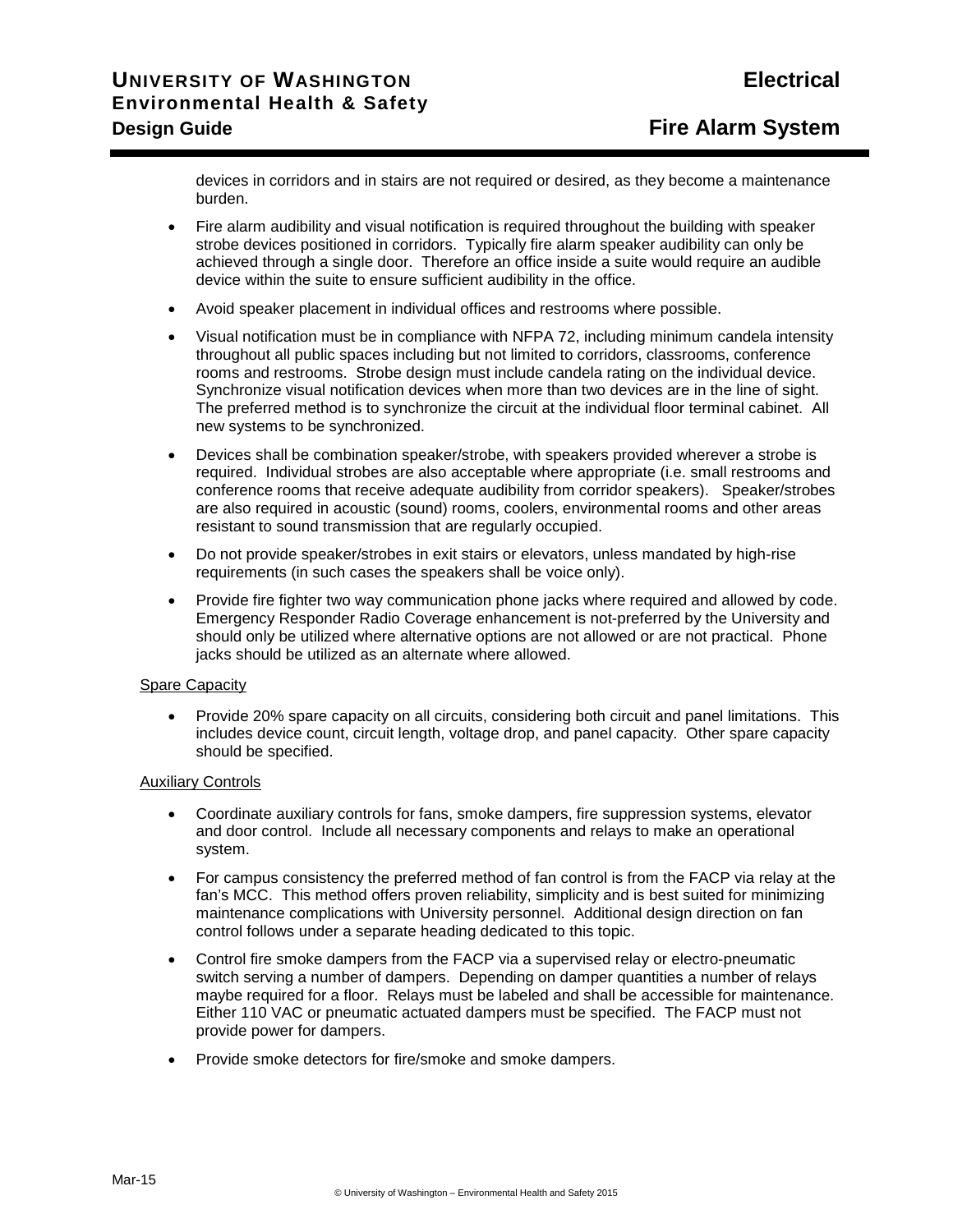devices in corridors and in stairs are not required or desired, as they become a maintenance burden.

- Fire alarm audibility and visual notification is required throughout the building with speaker strobe devices positioned in corridors. Typically fire alarm speaker audibility can only be achieved through a single door. Therefore an office inside a suite would require an audible device within the suite to ensure sufficient audibility in the office.
- Avoid speaker placement in individual offices and restrooms where possible.
- Visual notification must be in compliance with NFPA 72, including minimum candela intensity throughout all public spaces including but not limited to corridors, classrooms, conference rooms and restrooms. Strobe design must include candela rating on the individual device. Synchronize visual notification devices when more than two devices are in the line of sight. The preferred method is to synchronize the circuit at the individual floor terminal cabinet. All new systems to be synchronized.
- Devices shall be combination speaker/strobe, with speakers provided wherever a strobe is required. Individual strobes are also acceptable where appropriate (i.e. small restrooms and conference rooms that receive adequate audibility from corridor speakers). Speaker/strobes are also required in acoustic (sound) rooms, coolers, environmental rooms and other areas resistant to sound transmission that are regularly occupied.
- Do not provide speaker/strobes in exit stairs or elevators, unless mandated by high-rise requirements (in such cases the speakers shall be voice only).
- Provide fire fighter two way communication phone jacks where required and allowed by code. Emergency Responder Radio Coverage enhancement is not-preferred by the University and should only be utilized where alternative options are not allowed or are not practical. Phone jacks should be utilized as an alternate where allowed.

Spare Capacity

- Provide 20% spare capacity on all circuits, considering both circuit and panel limitations. This includes device count, circuit length, voltage drop, and panel capacity. Other spare capacity should be specified.

Auxiliary Controls

- Coordinate auxiliary controls for fans, smoke dampers, fire suppression systems, elevator and door control. Include all necessary components and relays to make an operational system.
- For campus consistency the preferred method of fan control is from the FACP via relay at the fan's MCC. This method offers proven reliability, simplicity and is best suited for minimizing maintenance complications with University personnel. Additional design direction on fan control follows under a separate heading dedicated to this topic.
- Control fire smoke dampers from the FACP via a supervised relay or electro-pneumatic switch serving a number of dampers. Depending on damper quantities a number of relays maybe required for a floor. Relays must be labeled and shall be accessible for maintenance. Either 110 VAC or pneumatic actuated dampers must be specified. The FACP must not provide power for dampers.
- Provide smoke detectors for fire/smoke and smoke dampers.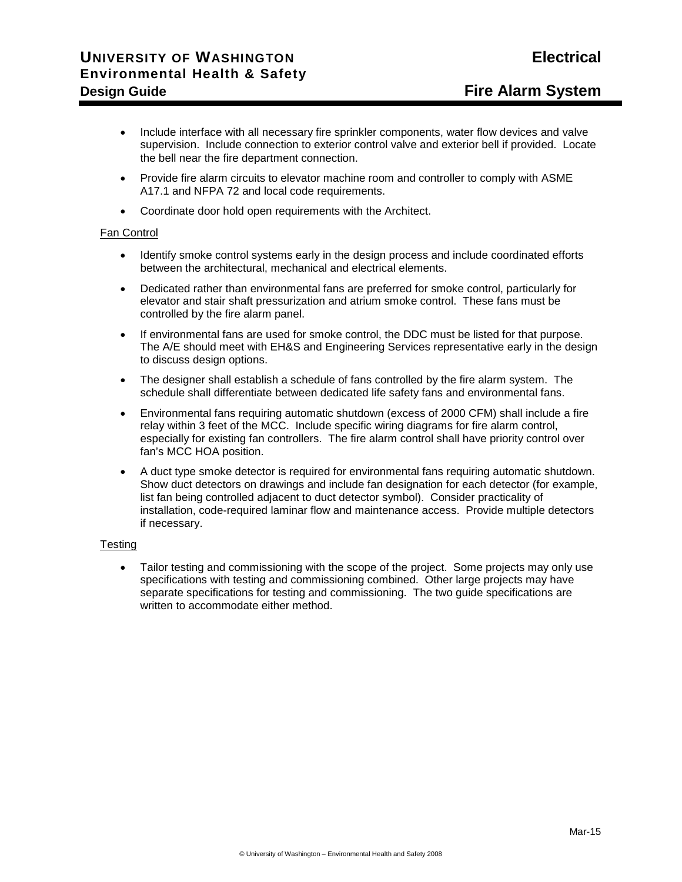- Include interface with all necessary fire sprinkler components, water flow devices and valve supervision. Include connection to exterior control valve and exterior bell if provided. Locate the bell near the fire department connection.
- Provide fire alarm circuits to elevator machine room and controller to comply with ASME A17.1 and NFPA 72 and local code requirements.
- Coordinate door hold open requirements with the Architect.

Fan Control

- Identify smoke control systems early in the design process and include coordinated efforts between the architectural, mechanical and electrical elements.
- Dedicated rather than environmental fans are preferred for smoke control, particularly for elevator and stair shaft pressurization and atrium smoke control. These fans must be controlled by the fire alarm panel.
- If environmental fans are used for smoke control, the DDC must be listed for that purpose. The A/E should meet with EH&S and Engineering Services representative early in the design to discuss design options.
- The designer shall establish a schedule of fans controlled by the fire alarm system. The schedule shall differentiate between dedicated life safety fans and environmental fans.
- Environmental fans requiring automatic shutdown (excess of 2000 CFM) shall include a fire relay within 3 feet of the MCC. Include specific wiring diagrams for fire alarm control, especially for existing fan controllers. The fire alarm control shall have priority control over fan's MCC HOA position.
- A duct type smoke detector is required for environmental fans requiring automatic shutdown. Show duct detectors on drawings and include fan designation for each detector (for example, list fan being controlled adjacent to duct detector symbol). Consider practicality of installation, code-required laminar flow and maintenance access. Provide multiple detectors if necessary.

Testing

- Tailor testing and commissioning with the scope of the project. Some projects may only use specifications with testing and commissioning combined. Other large projects may have separate specifications for testing and commissioning. The two guide specifications are written to accommodate either method.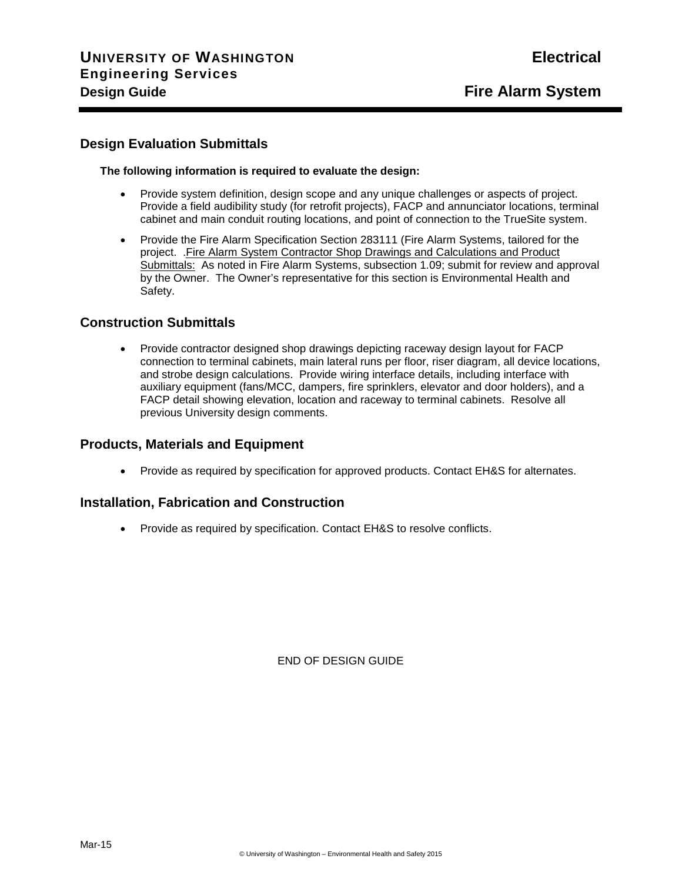## Design Evaluation Submittals

**The following information is required to evaluate the design:**

- Provide system definition, design scope and any unique challenges or aspects of project. Provide a field audibility study (for retrofit projects), FACP and annunciator locations, terminal cabinet and main conduit routing locations, and point of connection to the TrueSite system.
- Provide the Fire Alarm Specification Section 283111 (Fire Alarm Systems, tailored for the project. .Fire Alarm System Contractor Shop Drawings and Calculations and Product Submittals: As noted in Fire Alarm Systems, subsection 1.09; submit for review and approval by the Owner. The Owner's representative for this section is Environmental Health and Safety.

## Construction Submittals

- Provide contractor designed shop drawings depicting raceway design layout for FACP connection to terminal cabinets, main lateral runs per floor, riser diagram, all device locations, and strobe design calculations. Provide wiring interface details, including interface with auxiliary equipment (fans/MCC, dampers, fire sprinklers, elevator and door holders), and a FACP detail showing elevation, location and raceway to terminal cabinets. Resolve all previous University design comments.

## Products, Materials and Equipment

- Provide as required by specification for approved products. Contact EH&S for alternates.

## Installation, Fabrication and Construction

- Provide as required by specification. Contact EH&S to resolve conflicts.

END OF DESIGN GUIDE